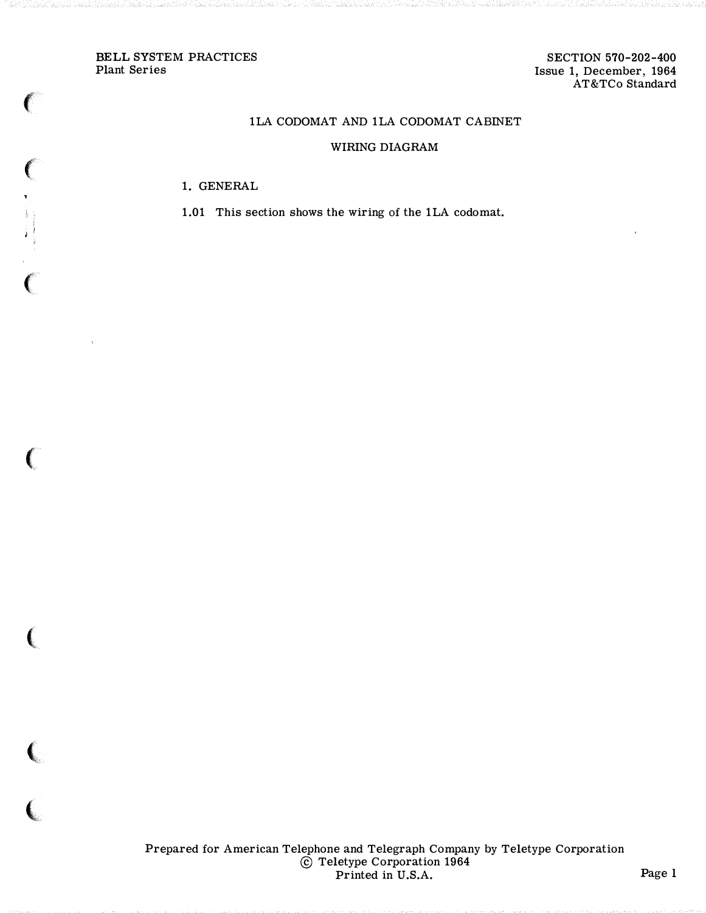BELL SYSTEM PRACTICES
Plant Series

SECTION 570-202-400
Issue 1, December, 1964
AT&TCo Standard

# 1LA CODOMAT AND 1LA CODOMAT CABINET

## WIRING DIAGRAM

### 1. GENERAL

1.01 This section shows the wiring of the 1LA codomat.

Prepared for American Telephone and Telegraph Company by Teletype Corporation
© Teletype Corporation 1964
Printed in U.S.A.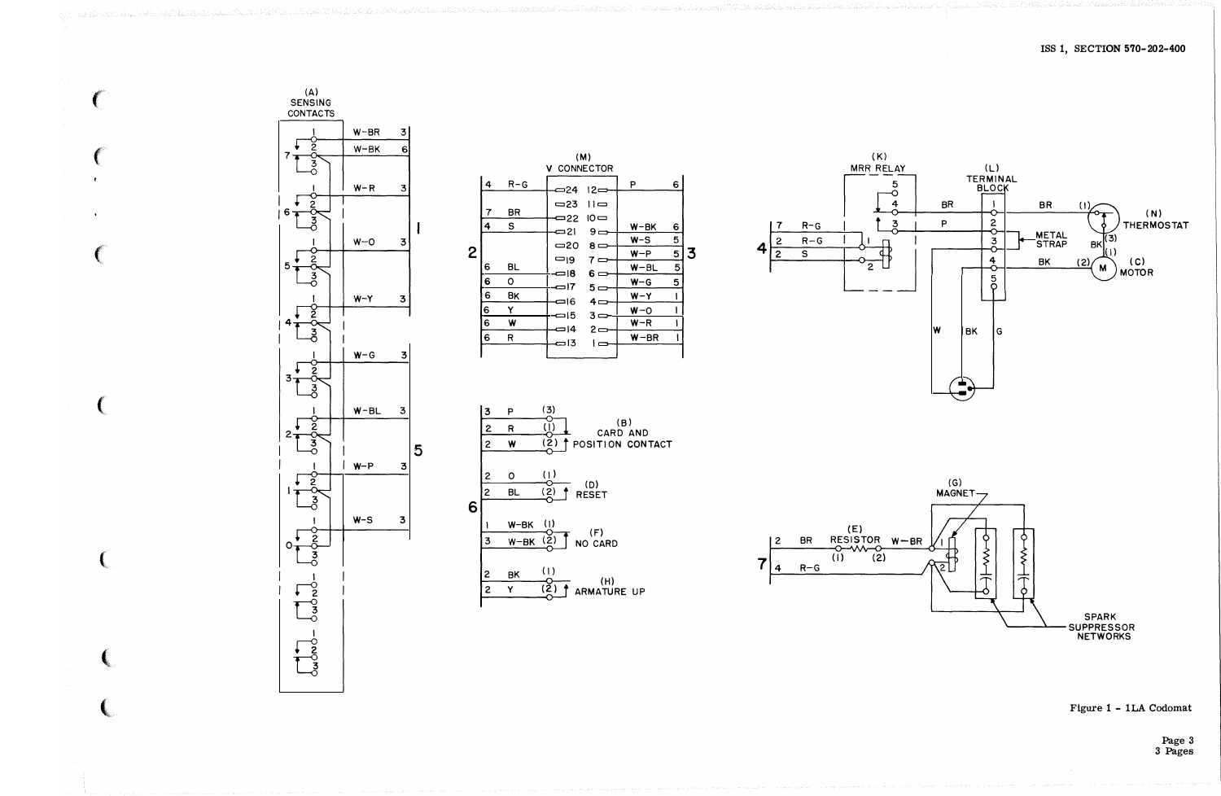(A) SENSING CONTACTS

W-BR 3
W-BK 6
W-R 3
W-O 3
W-Y 3
W-G 3
W-BL 3
W-P 3
W-S 3

1

5

(M) V CONNECTOR

| | | | | | |
|---|---|---|---|---|---|
| 4 | R-G | 24 | 12 | P | 6 |
| | | 23 | 11 | | |
| 7 | BR | 22 | 10 | | |
| 4 | S | 21 | 9 | W-BK | 6 |
| | | 20 | 8 | W-S | 5 |
| | | 19 | 7 | W-P | 5 |
| 6 | BL | 18 | 6 | W-BL | 5 |
| 6 | O | 17 | 5 | W-G | 5 |
| 6 | BK | 16 | 4 | W-Y | 1 |
| 6 | Y | 15 | 3 | W-O | 1 |
| 6 | W | 14 | 2 | W-R | 1 |
| 6 | R | 13 | 1 | W-BR | 1 |

2

3

6

3 P (3)
2 R (1)
2 W (2)
(B) CARD AND POSITION CONTACT

2 O (1)
2 BL (2)
(D) RESET

1 W-BK (1)
3 W-BK (2)
(F) NO CARD

2 BK (1)
2 Y (2)
(H) ARMATURE UP

4

7 R-G
2 R-G
2 S

(K) MRR RELAY

(L) TERMINAL BLOCK

BR
P
METAL STRAP
BR (1)
BK (3)
BK (2) (1)
W BK G

(N) THERMOSTAT

(C) MOTOR

7

2 BR
4 R-G

(E) RESISTOR (1) (2) W-BR

(G) MAGNET

SPARK SUPPRESSOR NETWORKS

Figure 1 - 1LA Codomat